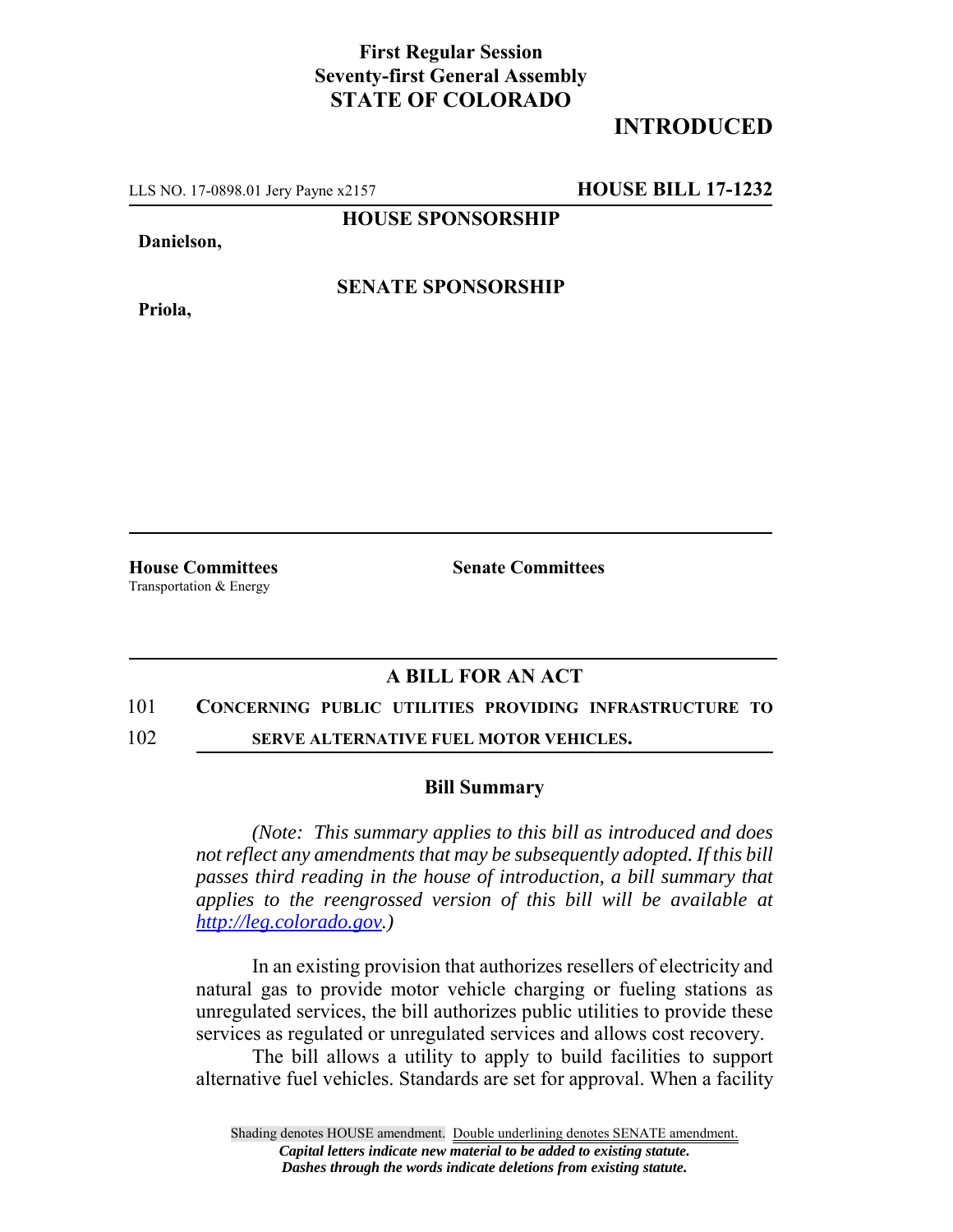**First Regular Session**
**Seventy-first General Assembly**
**STATE OF COLORADO**

# INTRODUCED

LLS NO. 17-0898.01 Jery Payne x2157 **HOUSE BILL 17-1232**

**HOUSE SPONSORSHIP**

**Danielson,**

**SENATE SPONSORSHIP**

**Priola,**

**House Committees**
Transportation & Energy

**Senate Committees**

## A BILL FOR AN ACT

101 **CONCERNING PUBLIC UTILITIES PROVIDING INFRASTRUCTURE TO**
102 **SERVE ALTERNATIVE FUEL MOTOR VEHICLES.**

### Bill Summary

*(Note: This summary applies to this bill as introduced and does not reflect any amendments that may be subsequently adopted. If this bill passes third reading in the house of introduction, a bill summary that applies to the reengrossed version of this bill will be available at http://leg.colorado.gov.)*

In an existing provision that authorizes resellers of electricity and natural gas to provide motor vehicle charging or fueling stations as unregulated services, the bill authorizes public utilities to provide these services as regulated or unregulated services and allows cost recovery.

The bill allows a utility to apply to build facilities to support alternative fuel vehicles. Standards are set for approval. When a facility

Shading denotes HOUSE amendment. Double underlining denotes SENATE amendment.
*Capital letters indicate new material to be added to existing statute.*
*Dashes through the words indicate deletions from existing statute.*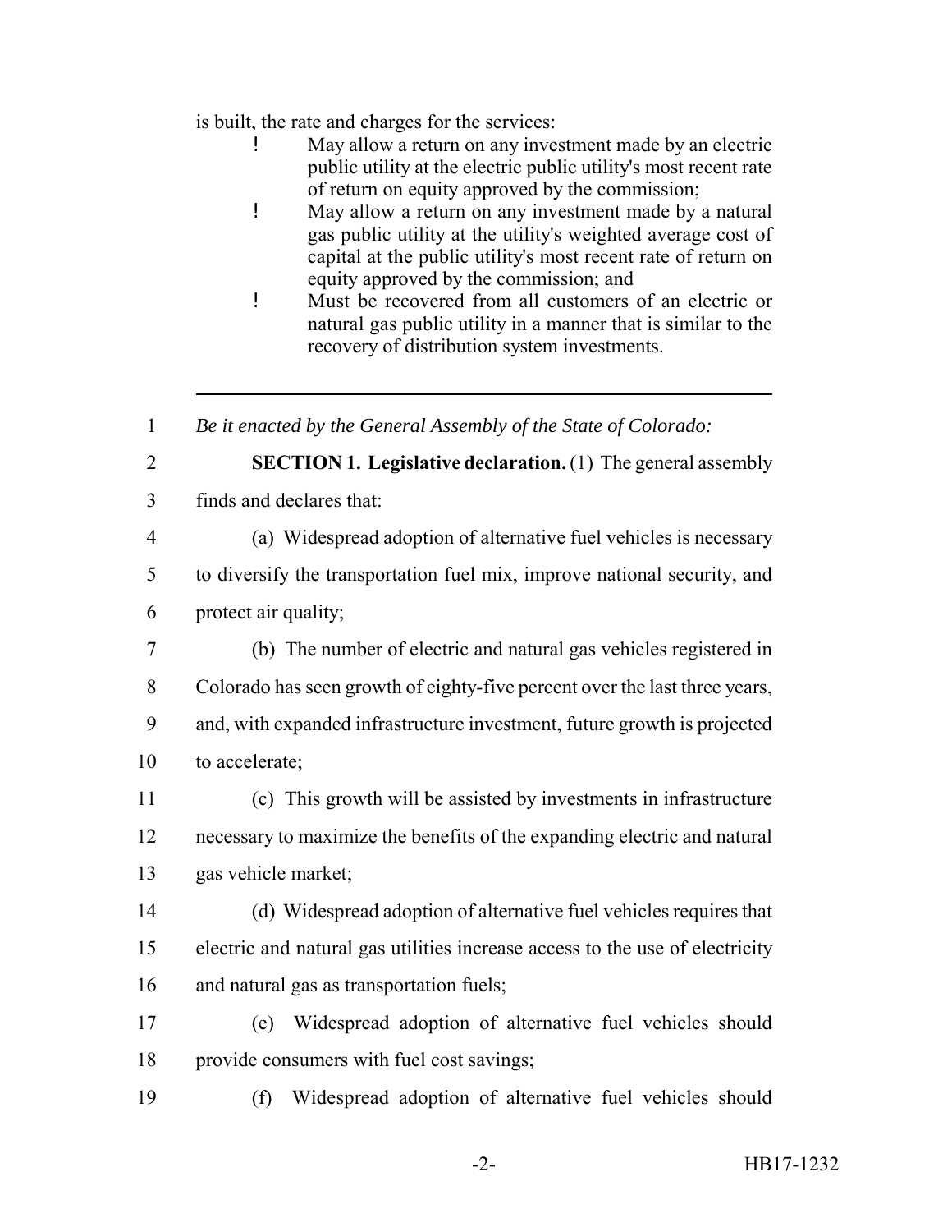is built, the rate and charges for the services:

- May allow a return on any investment made by an electric public utility at the electric public utility's most recent rate of return on equity approved by the commission;
- May allow a return on any investment made by a natural gas public utility at the utility's weighted average cost of capital at the public utility's most recent rate of return on equity approved by the commission; and
- Must be recovered from all customers of an electric or natural gas public utility in a manner that is similar to the recovery of distribution system investments.

---

*Be it enacted by the General Assembly of the State of Colorado:*

**SECTION 1. Legislative declaration.** (1) The general assembly finds and declares that:

(a) Widespread adoption of alternative fuel vehicles is necessary to diversify the transportation fuel mix, improve national security, and protect air quality;

(b) The number of electric and natural gas vehicles registered in Colorado has seen growth of eighty-five percent over the last three years, and, with expanded infrastructure investment, future growth is projected to accelerate;

(c) This growth will be assisted by investments in infrastructure necessary to maximize the benefits of the expanding electric and natural gas vehicle market;

(d) Widespread adoption of alternative fuel vehicles requires that electric and natural gas utilities increase access to the use of electricity and natural gas as transportation fuels;

(e) Widespread adoption of alternative fuel vehicles should provide consumers with fuel cost savings;

(f) Widespread adoption of alternative fuel vehicles should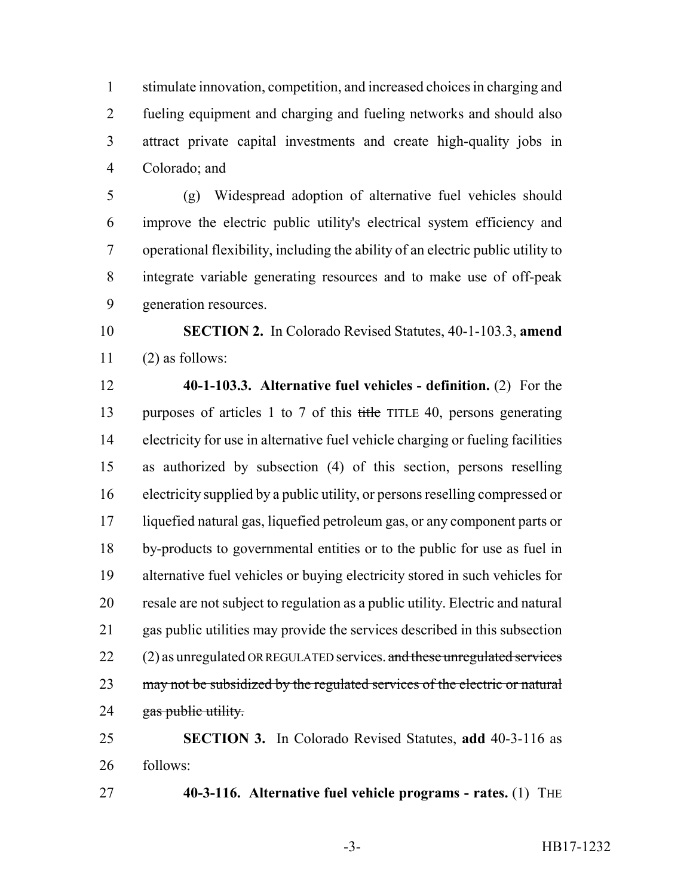stimulate innovation, competition, and increased choices in charging and fueling equipment and charging and fueling networks and should also attract private capital investments and create high-quality jobs in Colorado; and

(g) Widespread adoption of alternative fuel vehicles should improve the electric public utility's electrical system efficiency and operational flexibility, including the ability of an electric public utility to integrate variable generating resources and to make use of off-peak generation resources.

**SECTION 2.** In Colorado Revised Statutes, 40-1-103.3, **amend** (2) as follows:

**40-1-103.3. Alternative fuel vehicles - definition.** (2) For the purposes of articles 1 to 7 of this ~~title~~ TITLE 40, persons generating electricity for use in alternative fuel vehicle charging or fueling facilities as authorized by subsection (4) of this section, persons reselling electricity supplied by a public utility, or persons reselling compressed or liquefied natural gas, liquefied petroleum gas, or any component parts or by-products to governmental entities or to the public for use as fuel in alternative fuel vehicles or buying electricity stored in such vehicles for resale are not subject to regulation as a public utility. Electric and natural gas public utilities may provide the services described in this subsection (2) as unregulated OR REGULATED services. ~~and these unregulated services may not be subsidized by the regulated services of the electric or natural gas public utility.~~

**SECTION 3.** In Colorado Revised Statutes, **add** 40-3-116 as follows:

**40-3-116. Alternative fuel vehicle programs - rates.** (1) THE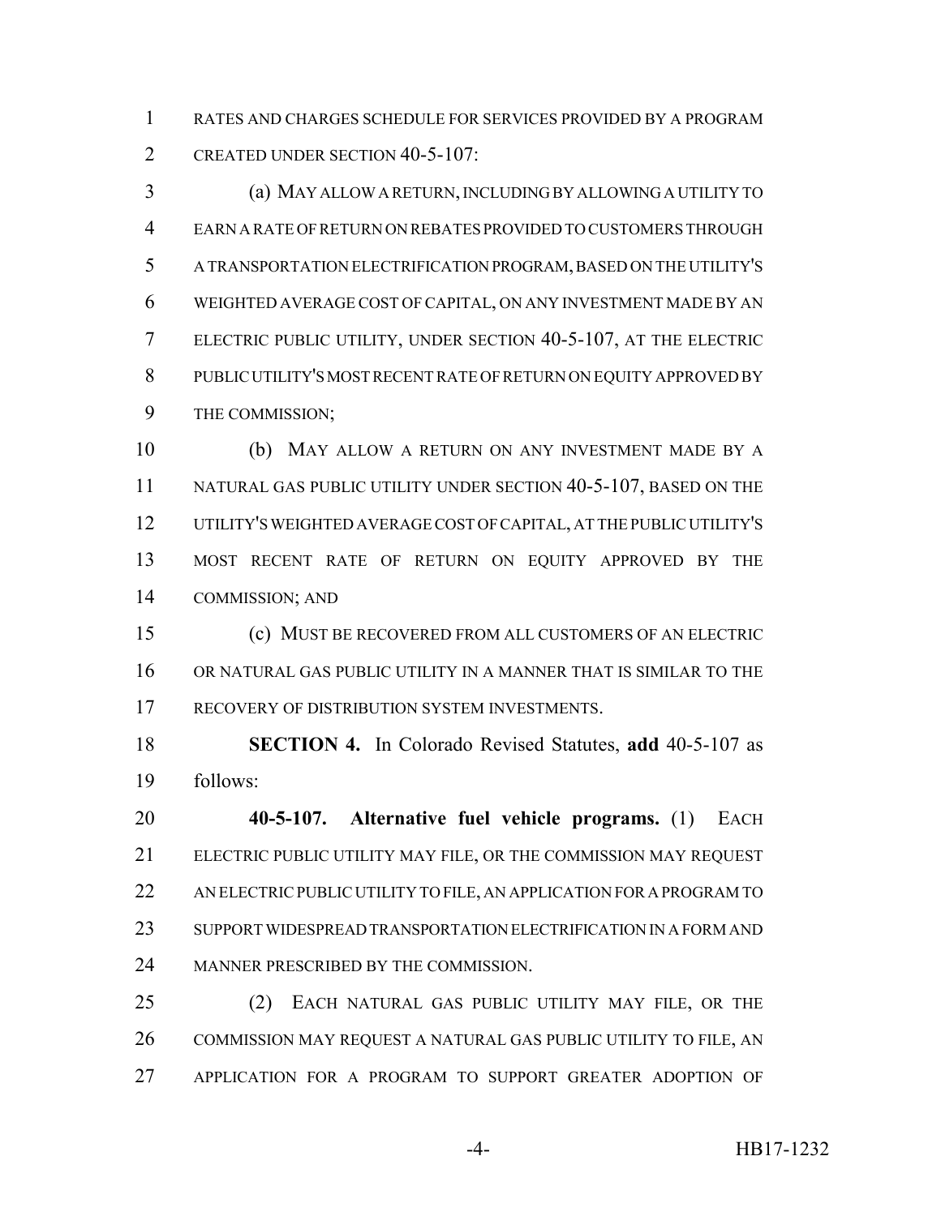RATES AND CHARGES SCHEDULE FOR SERVICES PROVIDED BY A PROGRAM CREATED UNDER SECTION 40-5-107:

(a) MAY ALLOW A RETURN, INCLUDING BY ALLOWING A UTILITY TO EARN A RATE OF RETURN ON REBATES PROVIDED TO CUSTOMERS THROUGH A TRANSPORTATION ELECTRIFICATION PROGRAM, BASED ON THE UTILITY'S WEIGHTED AVERAGE COST OF CAPITAL, ON ANY INVESTMENT MADE BY AN ELECTRIC PUBLIC UTILITY, UNDER SECTION 40-5-107, AT THE ELECTRIC PUBLIC UTILITY'S MOST RECENT RATE OF RETURN ON EQUITY APPROVED BY THE COMMISSION;

(b) MAY ALLOW A RETURN ON ANY INVESTMENT MADE BY A NATURAL GAS PUBLIC UTILITY UNDER SECTION 40-5-107, BASED ON THE UTILITY'S WEIGHTED AVERAGE COST OF CAPITAL, AT THE PUBLIC UTILITY'S MOST RECENT RATE OF RETURN ON EQUITY APPROVED BY THE COMMISSION; AND

(c) MUST BE RECOVERED FROM ALL CUSTOMERS OF AN ELECTRIC OR NATURAL GAS PUBLIC UTILITY IN A MANNER THAT IS SIMILAR TO THE RECOVERY OF DISTRIBUTION SYSTEM INVESTMENTS.

**SECTION 4.** In Colorado Revised Statutes, **add** 40-5-107 as follows:

**40-5-107. Alternative fuel vehicle programs.** (1) EACH ELECTRIC PUBLIC UTILITY MAY FILE, OR THE COMMISSION MAY REQUEST AN ELECTRIC PUBLIC UTILITY TO FILE, AN APPLICATION FOR A PROGRAM TO SUPPORT WIDESPREAD TRANSPORTATION ELECTRIFICATION IN A FORM AND MANNER PRESCRIBED BY THE COMMISSION.

(2) EACH NATURAL GAS PUBLIC UTILITY MAY FILE, OR THE COMMISSION MAY REQUEST A NATURAL GAS PUBLIC UTILITY TO FILE, AN APPLICATION FOR A PROGRAM TO SUPPORT GREATER ADOPTION OF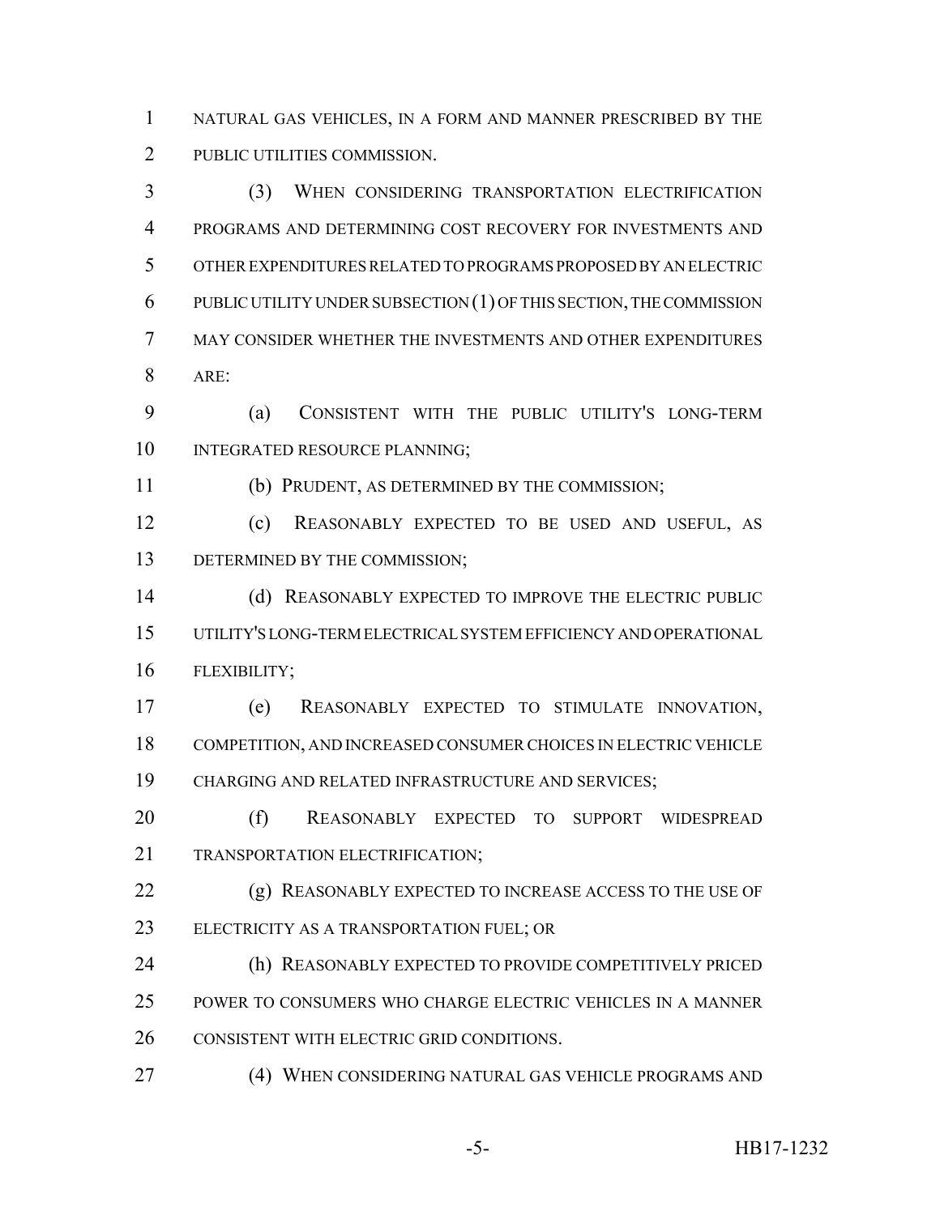NATURAL GAS VEHICLES, IN A FORM AND MANNER PRESCRIBED BY THE PUBLIC UTILITIES COMMISSION.

(3) WHEN CONSIDERING TRANSPORTATION ELECTRIFICATION PROGRAMS AND DETERMINING COST RECOVERY FOR INVESTMENTS AND OTHER EXPENDITURES RELATED TO PROGRAMS PROPOSED BY AN ELECTRIC PUBLIC UTILITY UNDER SUBSECTION (1) OF THIS SECTION, THE COMMISSION MAY CONSIDER WHETHER THE INVESTMENTS AND OTHER EXPENDITURES ARE:

(a) CONSISTENT WITH THE PUBLIC UTILITY'S LONG-TERM INTEGRATED RESOURCE PLANNING;

(b) PRUDENT, AS DETERMINED BY THE COMMISSION;

(c) REASONABLY EXPECTED TO BE USED AND USEFUL, AS DETERMINED BY THE COMMISSION;

(d) REASONABLY EXPECTED TO IMPROVE THE ELECTRIC PUBLIC UTILITY'S LONG-TERM ELECTRICAL SYSTEM EFFICIENCY AND OPERATIONAL FLEXIBILITY;

(e) REASONABLY EXPECTED TO STIMULATE INNOVATION, COMPETITION, AND INCREASED CONSUMER CHOICES IN ELECTRIC VEHICLE CHARGING AND RELATED INFRASTRUCTURE AND SERVICES;

(f) REASONABLY EXPECTED TO SUPPORT WIDESPREAD TRANSPORTATION ELECTRIFICATION;

(g) REASONABLY EXPECTED TO INCREASE ACCESS TO THE USE OF ELECTRICITY AS A TRANSPORTATION FUEL; OR

(h) REASONABLY EXPECTED TO PROVIDE COMPETITIVELY PRICED POWER TO CONSUMERS WHO CHARGE ELECTRIC VEHICLES IN A MANNER CONSISTENT WITH ELECTRIC GRID CONDITIONS.

(4) WHEN CONSIDERING NATURAL GAS VEHICLE PROGRAMS AND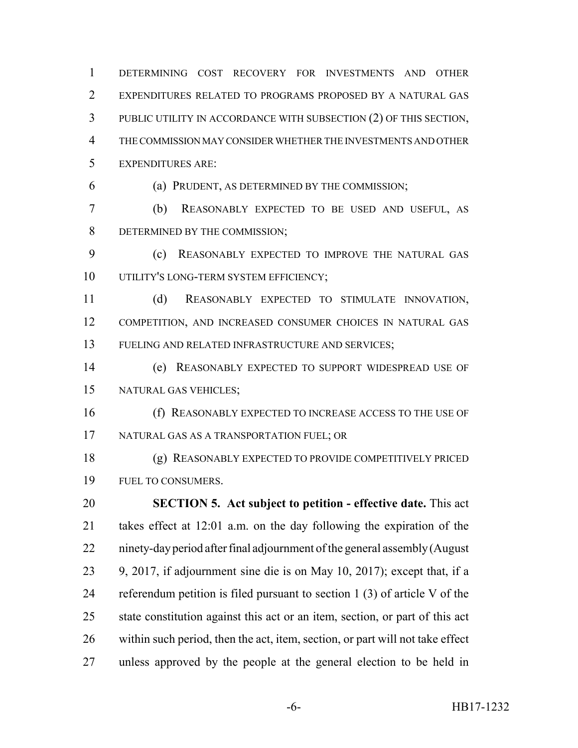DETERMINING COST RECOVERY FOR INVESTMENTS AND OTHER EXPENDITURES RELATED TO PROGRAMS PROPOSED BY A NATURAL GAS PUBLIC UTILITY IN ACCORDANCE WITH SUBSECTION (2) OF THIS SECTION, THE COMMISSION MAY CONSIDER WHETHER THE INVESTMENTS AND OTHER EXPENDITURES ARE:

(a) PRUDENT, AS DETERMINED BY THE COMMISSION;

(b) REASONABLY EXPECTED TO BE USED AND USEFUL, AS DETERMINED BY THE COMMISSION;

(c) REASONABLY EXPECTED TO IMPROVE THE NATURAL GAS UTILITY'S LONG-TERM SYSTEM EFFICIENCY;

(d) REASONABLY EXPECTED TO STIMULATE INNOVATION, COMPETITION, AND INCREASED CONSUMER CHOICES IN NATURAL GAS FUELING AND RELATED INFRASTRUCTURE AND SERVICES;

(e) REASONABLY EXPECTED TO SUPPORT WIDESPREAD USE OF NATURAL GAS VEHICLES;

(f) REASONABLY EXPECTED TO INCREASE ACCESS TO THE USE OF NATURAL GAS AS A TRANSPORTATION FUEL; OR

(g) REASONABLY EXPECTED TO PROVIDE COMPETITIVELY PRICED FUEL TO CONSUMERS.

**SECTION 5. Act subject to petition - effective date.** This act takes effect at 12:01 a.m. on the day following the expiration of the ninety-day period after final adjournment of the general assembly (August 9, 2017, if adjournment sine die is on May 10, 2017); except that, if a referendum petition is filed pursuant to section 1 (3) of article V of the state constitution against this act or an item, section, or part of this act within such period, then the act, item, section, or part will not take effect unless approved by the people at the general election to be held in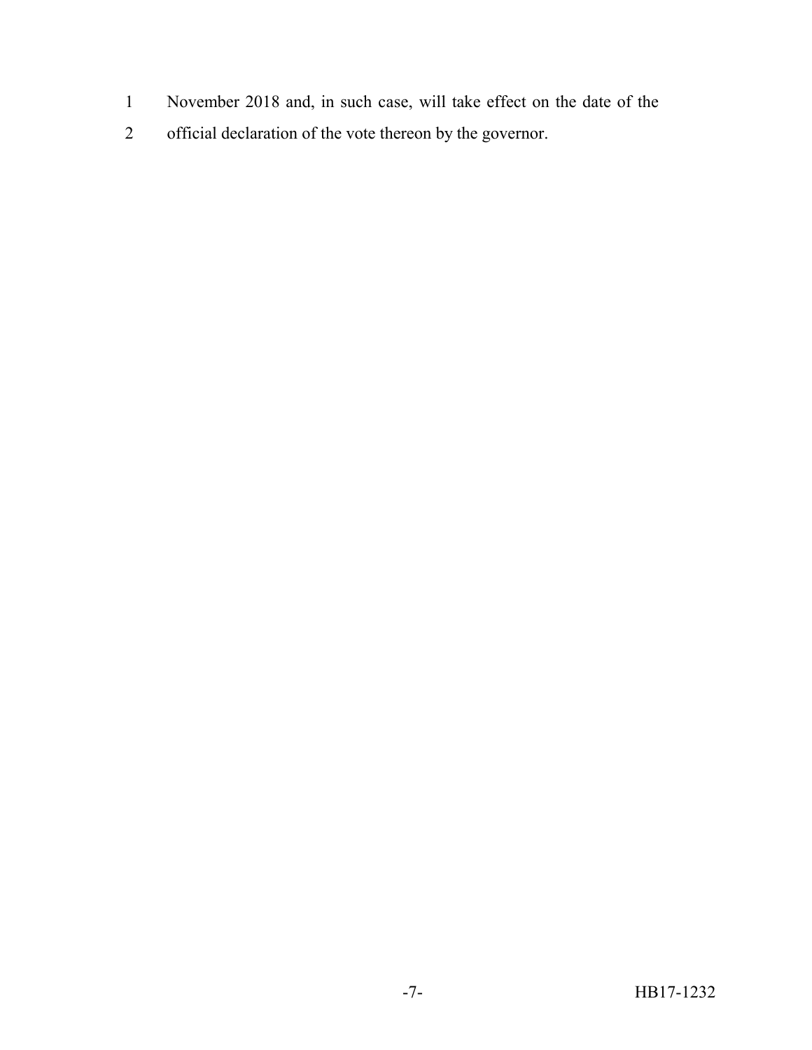November 2018 and, in such case, will take effect on the date of the official declaration of the vote thereon by the governor.